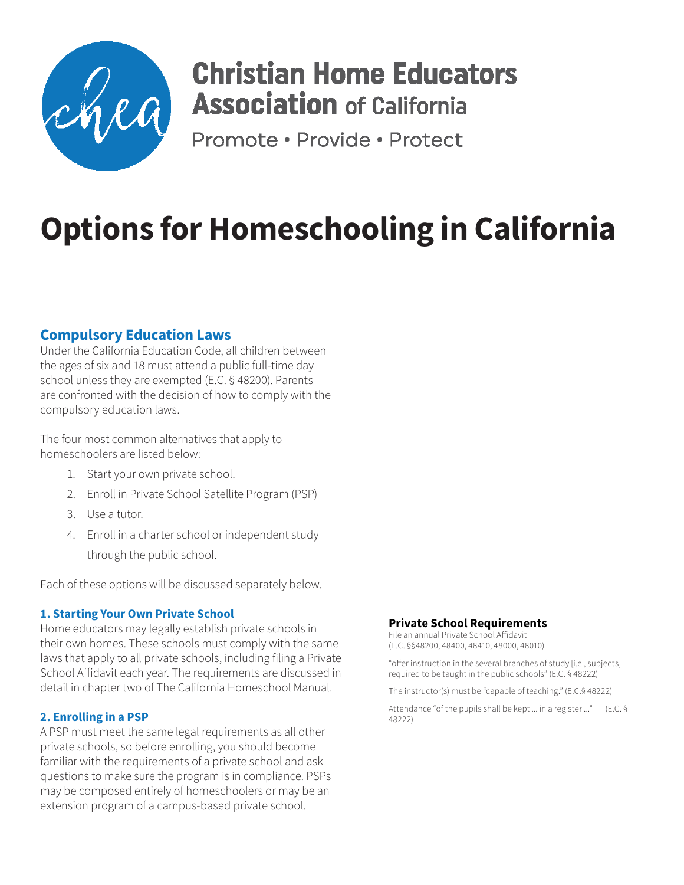# Christian Home Educators Association of California

Promote • Provide • Protect

# Options for Homeschooling in California

## Compulsory Education Laws

Under the California Education Code, all children between the ages of six and 18 must attend a public full-time day school unless they are exempted (E.C. § 48200). Parents are confronted with the decision of how to comply with the compulsory education laws.

The four most common alternatives that apply to homeschoolers are listed below:

1. Start your own private school.
2. Enroll in Private School Satellite Program (PSP)
3. Use a tutor.
4. Enroll in a charter school or independent study through the public school.

Each of these options will be discussed separately below.

### 1. Starting Your Own Private School

Home educators may legally establish private schools in their own homes. These schools must comply with the same laws that apply to all private schools, including filing a Private School Affidavit each year. The requirements are discussed in detail in chapter two of The California Homeschool Manual.

### 2. Enrolling in a PSP

A PSP must meet the same legal requirements as all other private schools, so before enrolling, you should become familiar with the requirements of a private school and ask questions to make sure the program is in compliance. PSPs may be composed entirely of homeschoolers or may be an extension program of a campus-based private school.

### Private School Requirements

File an annual Private School Affidavit (E.C. §§48200, 48400, 48410, 48000, 48010)

"offer instruction in the several branches of study [i.e., subjects] required to be taught in the public schools" (E.C. § 48222)

The instructor(s) must be "capable of teaching." (E.C.§ 48222)

Attendance "of the pupils shall be kept ... in a register ..." (E.C. § 48222)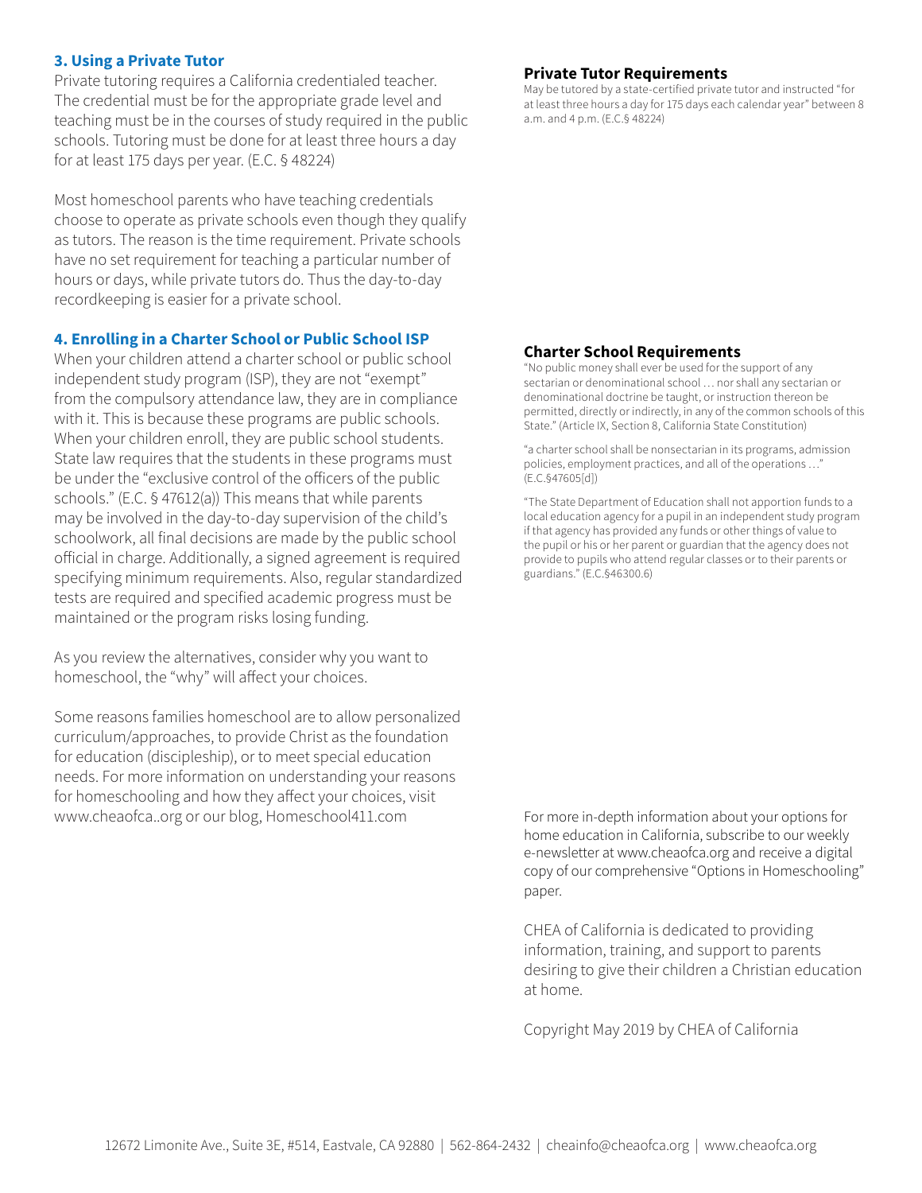### 3. Using a Private Tutor

Private tutoring requires a California credentialed teacher. The credential must be for the appropriate grade level and teaching must be in the courses of study required in the public schools. Tutoring must be done for at least three hours a day for at least 175 days per year. (E.C. § 48224)

Most homeschool parents who have teaching credentials choose to operate as private schools even though they qualify as tutors. The reason is the time requirement. Private schools have no set requirement for teaching a particular number of hours or days, while private tutors do. Thus the day-to-day recordkeeping is easier for a private school.

#### Private Tutor Requirements

May be tutored by a state-certified private tutor and instructed "for at least three hours a day for 175 days each calendar year" between 8 a.m. and 4 p.m. (E.C.§ 48224)

### 4. Enrolling in a Charter School or Public School ISP

When your children attend a charter school or public school independent study program (ISP), they are not "exempt" from the compulsory attendance law, they are in compliance with it. This is because these programs are public schools. When your children enroll, they are public school students. State law requires that the students in these programs must be under the "exclusive control of the officers of the public schools." (E.C. § 47612(a)) This means that while parents may be involved in the day-to-day supervision of the child's schoolwork, all final decisions are made by the public school official in charge. Additionally, a signed agreement is required specifying minimum requirements. Also, regular standardized tests are required and specified academic progress must be maintained or the program risks losing funding.

#### Charter School Requirements

"No public money shall ever be used for the support of any sectarian or denominational school … nor shall any sectarian or denominational doctrine be taught, or instruction thereon be permitted, directly or indirectly, in any of the common schools of this State." (Article IX, Section 8, California State Constitution)

"a charter school shall be nonsectarian in its programs, admission policies, employment practices, and all of the operations …" (E.C.§47605[d])

"The State Department of Education shall not apportion funds to a local education agency for a pupil in an independent study program if that agency has provided any funds or other things of value to the pupil or his or her parent or guardian that the agency does not provide to pupils who attend regular classes or to their parents or guardians." (E.C.§46300.6)

As you review the alternatives, consider why you want to homeschool, the "why" will affect your choices.

Some reasons families homeschool are to allow personalized curriculum/approaches, to provide Christ as the foundation for education (discipleship), or to meet special education needs. For more information on understanding your reasons for homeschooling and how they affect your choices, visit www.cheaofca..org or our blog, Homeschool411.com

For more in-depth information about your options for home education in California, subscribe to our weekly e-newsletter at www.cheaofca.org and receive a digital copy of our comprehensive "Options in Homeschooling" paper.

CHEA of California is dedicated to providing information, training, and support to parents desiring to give their children a Christian education at home.

Copyright May 2019 by CHEA of California

12672 Limonite Ave., Suite 3E, #514, Eastvale, CA 92880 | 562-864-2432 | cheainfo@cheaofca.org | www.cheaofca.org